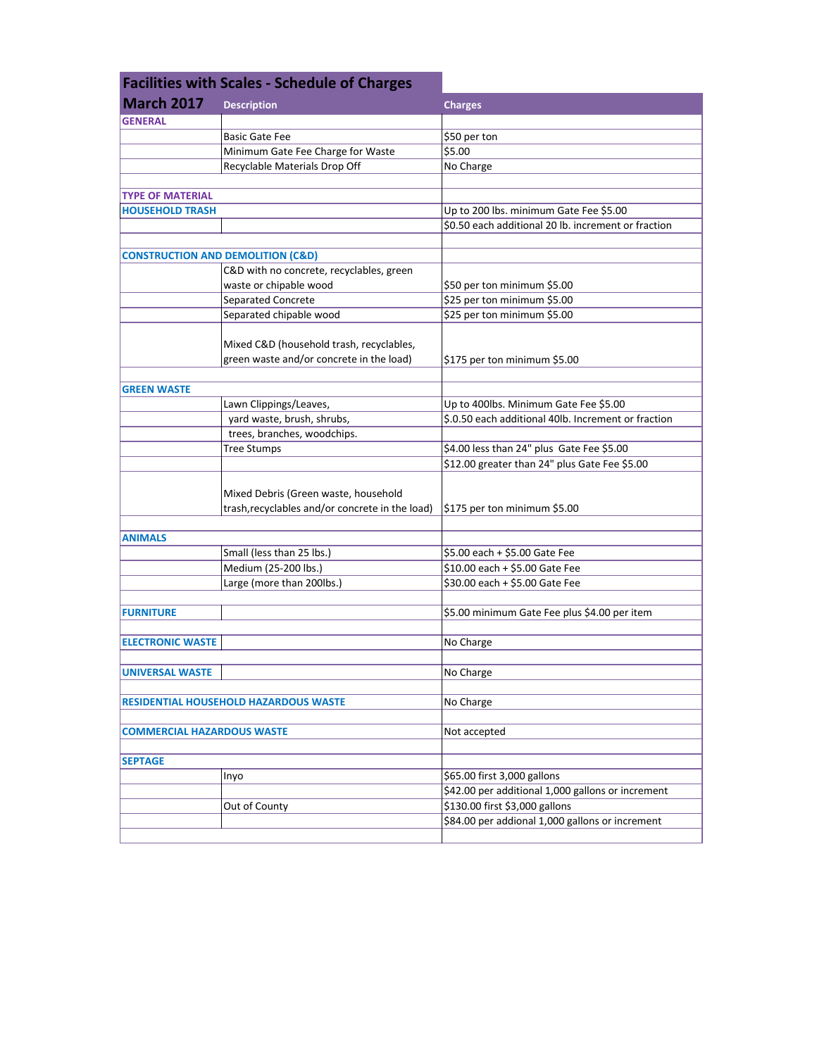# Facilities with Scales - Schedule of Charges

| March 2017 | Description | Charges |
|---|---|---|
| **GENERAL** | | |
| | Basic Gate Fee | $50 per ton |
| | Minimum Gate Fee Charge for Waste | $5.00 |
| | Recyclable Materials Drop Off | No Charge |
| | | |
| **TYPE OF MATERIAL** | | |
| **HOUSEHOLD TRASH** | | Up to 200 lbs. minimum Gate Fee $5.00 |
| | | $0.50 each additional 20 lb. increment or fraction |
| | | |
| **CONSTRUCTION AND DEMOLITION (C&D)** | | |
| | C&D with no concrete, recyclables, green waste or chipable wood | $50 per ton minimum $5.00 |
| | Separated Concrete | $25 per ton minimum $5.00 |
| | Separated chipable wood | $25 per ton minimum $5.00 |
| | Mixed C&D (household trash, recyclables, green waste and/or concrete in the load) | $175 per ton minimum $5.00 |
| | | |
| **GREEN WASTE** | | |
| | Lawn Clippings/Leaves, | Up to 400lbs. Minimum Gate Fee $5.00 |
| | yard waste, brush, shrubs, | $.0.50 each additional 40lb. Increment or fraction |
| | trees, branches, woodchips. | |
| | Tree Stumps | $4.00 less than 24" plus Gate Fee $5.00 |
| | | $12.00 greater than 24" plus Gate Fee $5.00 |
| | Mixed Debris (Green waste, household trash,recyclables and/or concrete in the load) | $175 per ton minimum $5.00 |
| | | |
| **ANIMALS** | | |
| | Small (less than 25 lbs.) | $5.00 each + $5.00 Gate Fee |
| | Medium (25-200 lbs.) | $10.00 each + $5.00 Gate Fee |
| | Large (more than 200lbs.) | $30.00 each + $5.00 Gate Fee |
| | | |
| **FURNITURE** | | $5.00 minimum Gate Fee plus $4.00 per item |
| | | |
| **ELECTRONIC WASTE** | | No Charge |
| | | |
| **UNIVERSAL WASTE** | | No Charge |
| | | |
| **RESIDENTIAL HOUSEHOLD HAZARDOUS WASTE** | | No Charge |
| | | |
| **COMMERCIAL HAZARDOUS WASTE** | | Not accepted |
| | | |
| **SEPTAGE** | | |
| | Inyo | $65.00 first 3,000 gallons |
| | | $42.00 per additional 1,000 gallons or increment |
| | Out of County | $130.00 first $3,000 gallons |
| | | $84.00 per addional 1,000 gallons or increment |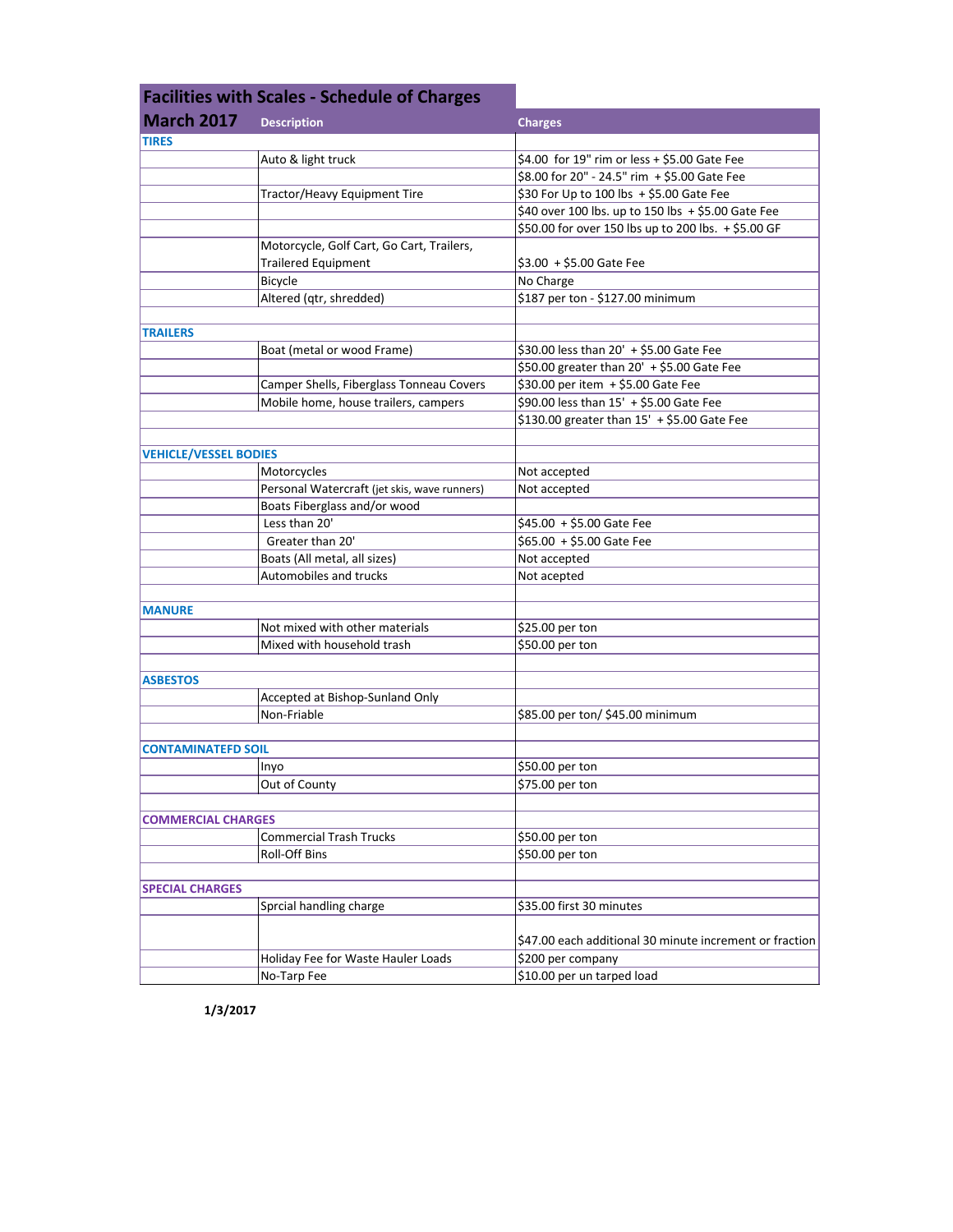| Facilities with Scales - Schedule of Charges March 2017 | Description | Charges |
|---|---|---|
| TIRES | | |
| | Auto & light truck | $4.00 for 19" rim or less + $5.00 Gate Fee |
| | | $8.00 for 20" - 24.5" rim + $5.00 Gate Fee |
| | Tractor/Heavy Equipment Tire | $30 For Up to 100 lbs + $5.00 Gate Fee |
| | | $40 over 100 lbs. up to 150 lbs + $5.00 Gate Fee |
| | | $50.00 for over 150 lbs up to 200 lbs. + $5.00 GF |
| | Motorcycle, Golf Cart, Go Cart, Trailers, Trailered Equipment | $3.00 + $5.00 Gate Fee |
| | Bicycle | No Charge |
| | Altered (qtr, shredded) | $187 per ton - $127.00 minimum |
| | | |
| TRAILERS | | |
| | Boat (metal or wood Frame) | $30.00 less than 20' + $5.00 Gate Fee |
| | | $50.00 greater than 20' + $5.00 Gate Fee |
| | Camper Shells, Fiberglass Tonneau Covers | $30.00 per item + $5.00 Gate Fee |
| | Mobile home, house trailers, campers | $90.00 less than 15' + $5.00 Gate Fee |
| | | $130.00 greater than 15' + $5.00 Gate Fee |
| | | |
| VEHICLE/VESSEL BODIES | | |
| | Motorcycles | Not accepted |
| | Personal Watercraft (jet skis, wave runners) | Not accepted |
| | Boats Fiberglass and/or wood | |
| | Less than 20' | $45.00 + $5.00 Gate Fee |
| | Greater than 20' | $65.00 + $5.00 Gate Fee |
| | Boats (All metal, all sizes) | Not accepted |
| | Automobiles and trucks | Not acepted |
| | | |
| MANURE | | |
| | Not mixed with other materials | $25.00 per ton |
| | Mixed with household trash | $50.00 per ton |
| | | |
| ASBESTOS | | |
| | Accepted at Bishop-Sunland Only | |
| | Non-Friable | $85.00 per ton/ $45.00 minimum |
| | | |
| CONTAMINATEFD SOIL | | |
| | Inyo | $50.00 per ton |
| | Out of County | $75.00 per ton |
| | | |
| COMMERCIAL CHARGES | | |
| | Commercial Trash Trucks | $50.00 per ton |
| | Roll-Off Bins | $50.00 per ton |
| | | |
| SPECIAL CHARGES | | |
| | Sprcial handling charge | $35.00 first 30 minutes |
| | | $47.00 each additional 30 minute increment or fraction |
| | Holiday Fee for Waste Hauler Loads | $200 per company |
| | No-Tarp Fee | $10.00 per un tarped load |

**1/3/2017**